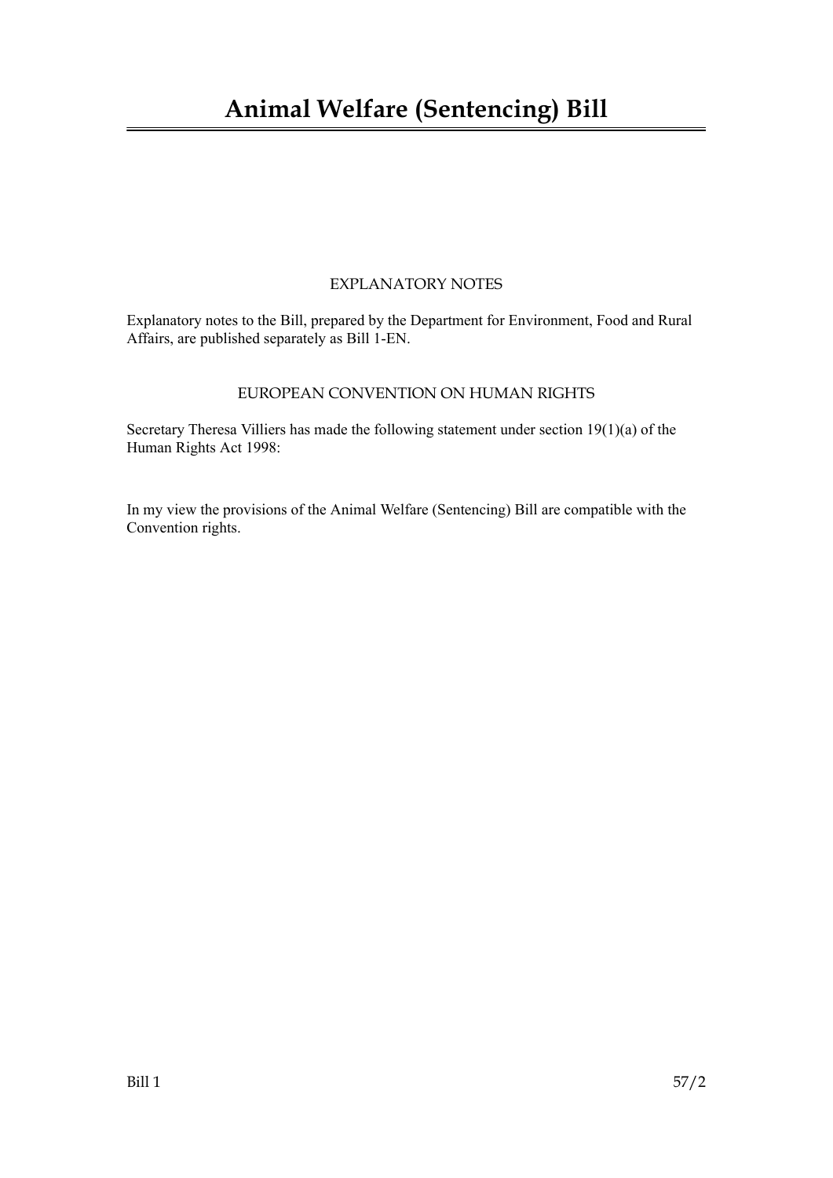# Animal Welfare (Sentencing) Bill

## EXPLANATORY NOTES

Explanatory notes to the Bill, prepared by the Department for Environment, Food and Rural Affairs, are published separately as Bill 1-EN.

## EUROPEAN CONVENTION ON HUMAN RIGHTS

Secretary Theresa Villiers has made the following statement under section 19(1)(a) of the Human Rights Act 1998:

In my view the provisions of the Animal Welfare (Sentencing) Bill are compatible with the Convention rights.

Bill 1 57/2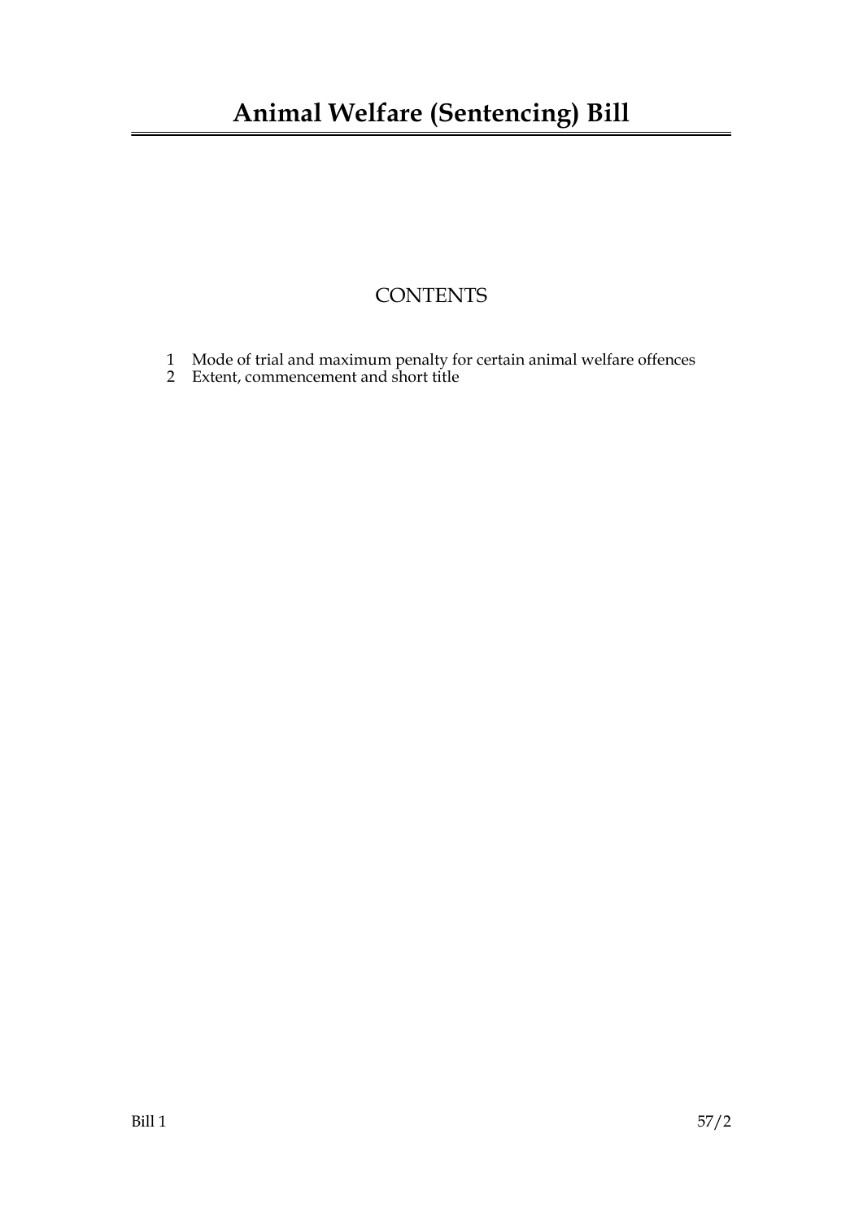# Animal Welfare (Sentencing) Bill

## CONTENTS

1 Mode of trial and maximum penalty for certain animal welfare offences
2 Extent, commencement and short title

Bill 1 57/2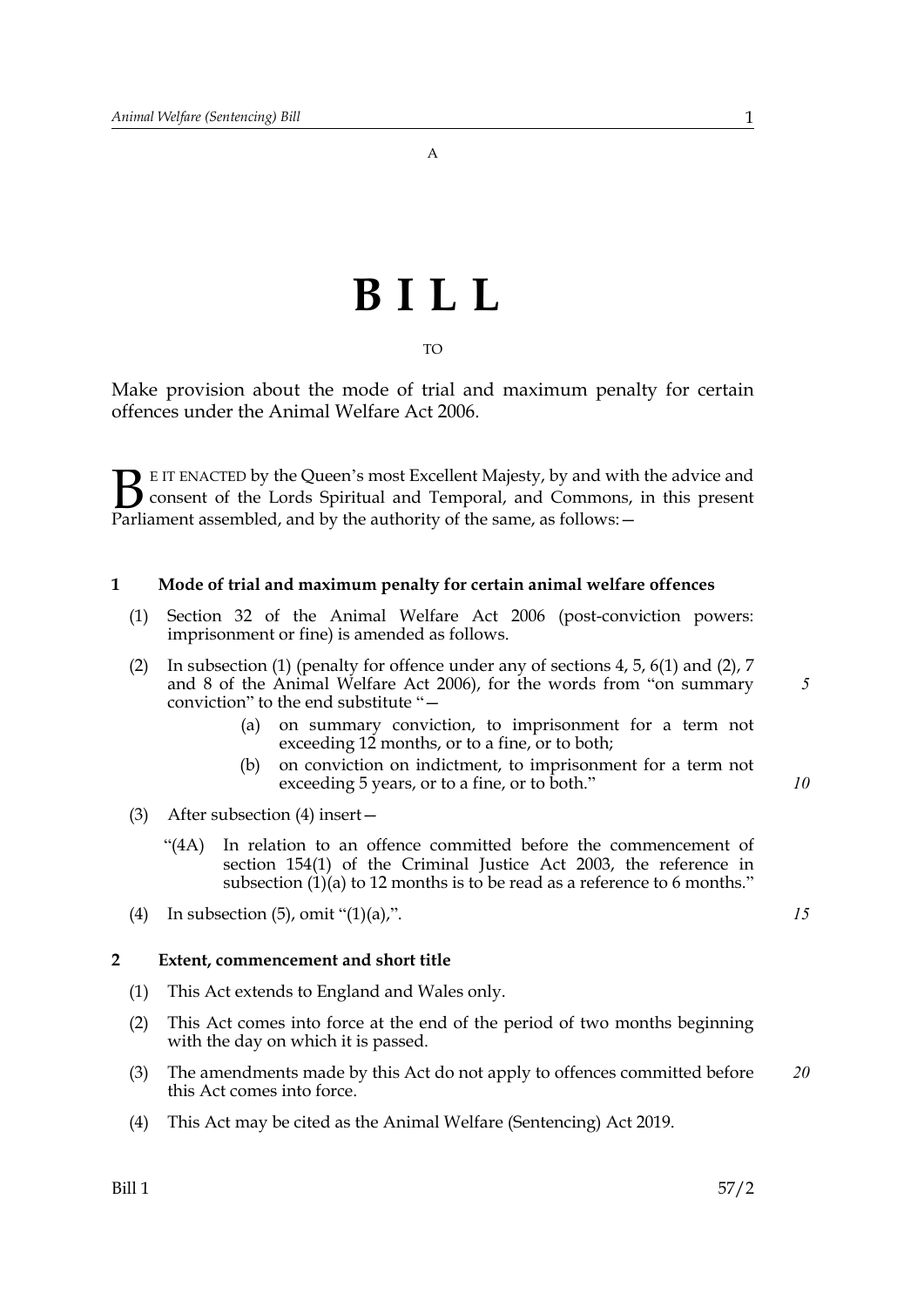A

# BILL

TO

Make provision about the mode of trial and maximum penalty for certain offences under the Animal Welfare Act 2006.

BE IT ENACTED by the Queen's most Excellent Majesty, by and with the advice and consent of the Lords Spiritual and Temporal, and Commons, in this present Parliament assembled, and by the authority of the same, as follows:—

### 1 Mode of trial and maximum penalty for certain animal welfare offences

(1) Section 32 of the Animal Welfare Act 2006 (post-conviction powers: imprisonment or fine) is amended as follows.

(2) In subsection (1) (penalty for offence under any of sections 4, 5, 6(1) and (2), 7 and 8 of the Animal Welfare Act 2006), for the words from "on summary conviction" to the end substitute "—

> (a) on summary conviction, to imprisonment for a term not exceeding 12 months, or to a fine, or to both;
>
> (b) on conviction on indictment, to imprisonment for a term not exceeding 5 years, or to a fine, or to both."

(3) After subsection (4) insert—

> "(4A) In relation to an offence committed before the commencement of section 154(1) of the Criminal Justice Act 2003, the reference in subsection (1)(a) to 12 months is to be read as a reference to 6 months."

(4) In subsection (5), omit "(1)(a),".

### 2 Extent, commencement and short title

(1) This Act extends to England and Wales only.

(2) This Act comes into force at the end of the period of two months beginning with the day on which it is passed.

(3) The amendments made by this Act do not apply to offences committed before this Act comes into force.

(4) This Act may be cited as the Animal Welfare (Sentencing) Act 2019.

Bill 1 57/2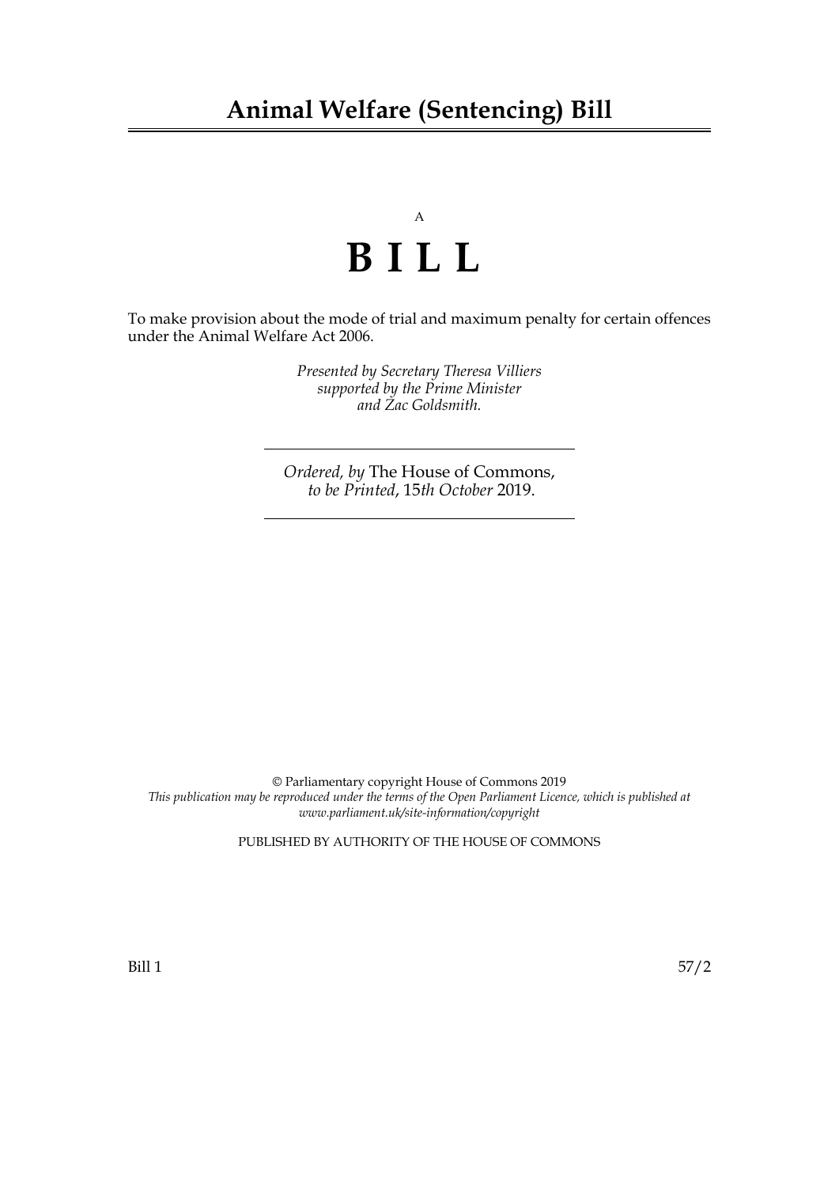# Animal Welfare (Sentencing) Bill

A

# B I L L

To make provision about the mode of trial and maximum penalty for certain offences under the Animal Welfare Act 2006.

*Presented by Secretary Theresa Villiers supported by the Prime Minister and Zac Goldsmith.*

---

*Ordered, by* The House of Commons, *to be Printed*, 15*th October* 2019.

---

© Parliamentary copyright House of Commons 2019
*This publication may be reproduced under the terms of the Open Parliament Licence, which is published at www.parliament.uk/site-information/copyright*

PUBLISHED BY AUTHORITY OF THE HOUSE OF COMMONS

Bill 1 57/2